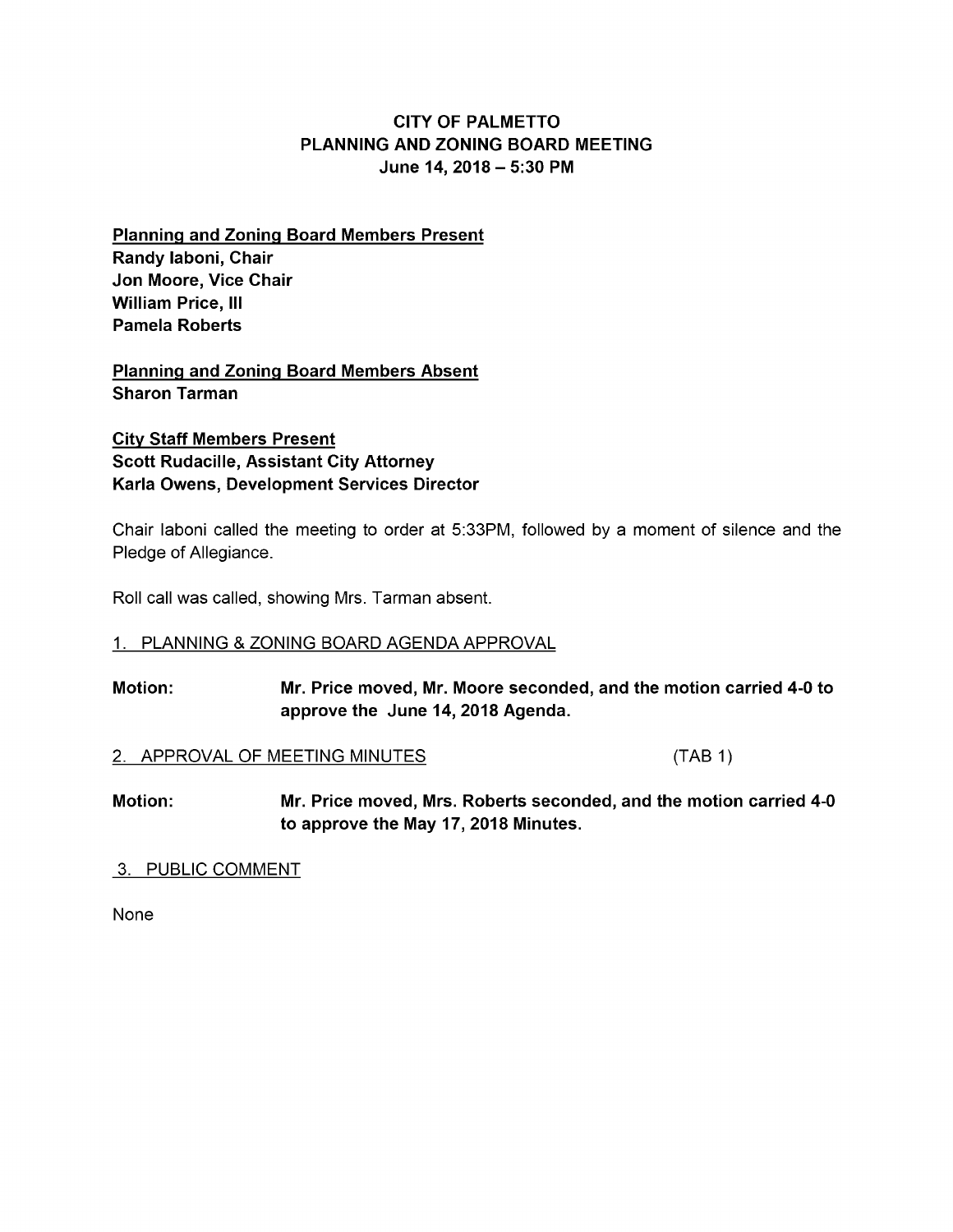# CITY OF PALMETTO
## PLANNING AND ZONING BOARD MEETING
### June 14, 2018 – 5:30 PM

**Planning and Zoning Board Members Present**
**Randy Iaboni, Chair**
**Jon Moore, Vice Chair**
**William Price, III**
**Pamela Roberts**

**Planning and Zoning Board Members Absent**
**Sharon Tarman**

**City Staff Members Present**
**Scott Rudacille, Assistant City Attorney**
**Karla Owens, Development Services Director**

Chair Iaboni called the meeting to order at 5:33PM, followed by a moment of silence and the Pledge of Allegiance.

Roll call was called, showing Mrs. Tarman absent.

1. PLANNING & ZONING BOARD AGENDA APPROVAL

**Motion:** **Mr. Price moved, Mr. Moore seconded, and the motion carried 4-0 to approve the June 14, 2018 Agenda.**

2. APPROVAL OF MEETING MINUTES (TAB 1)

**Motion:** **Mr. Price moved, Mrs. Roberts seconded, and the motion carried 4-0 to approve the May 17, 2018 Minutes.**

3. PUBLIC COMMENT

None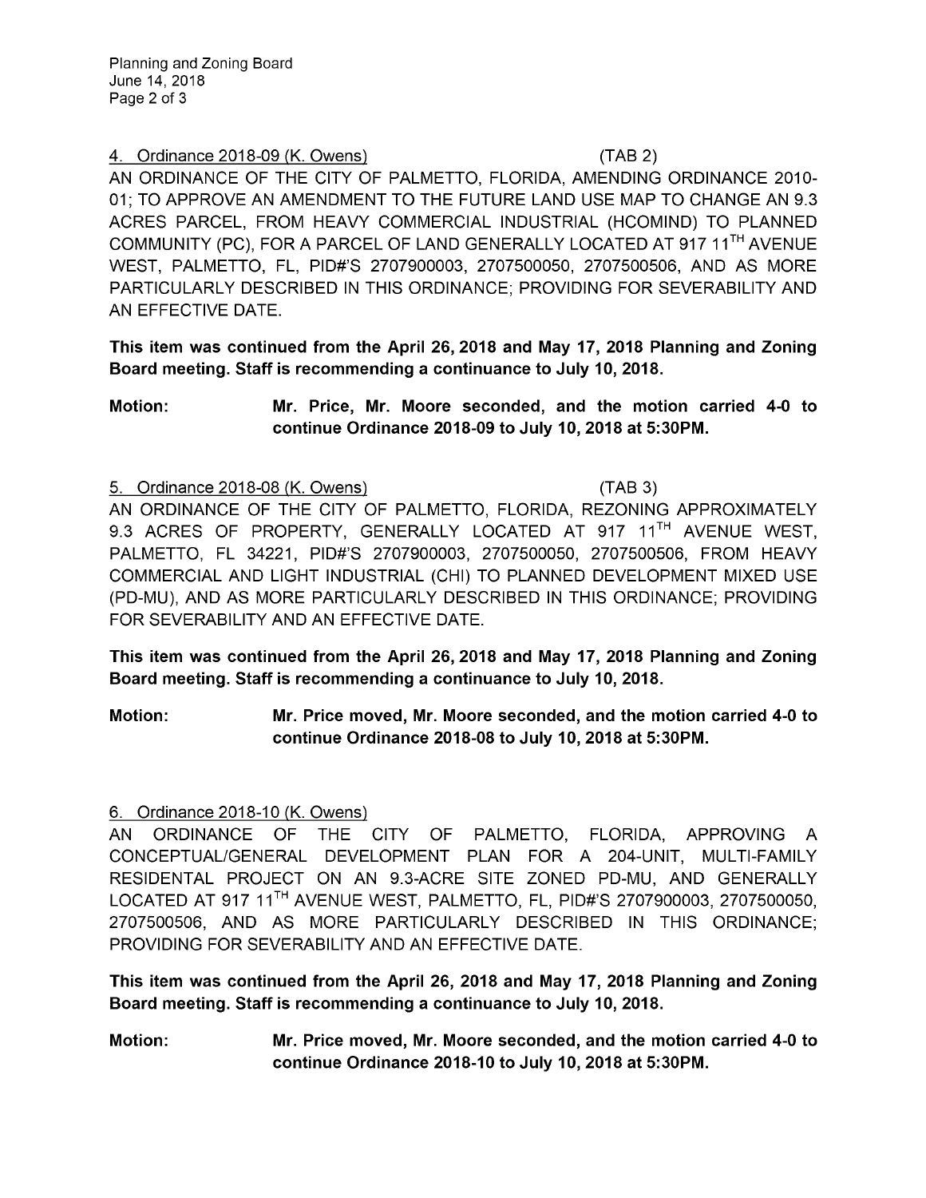4. Ordinance 2018-09 (K. Owens) (TAB 2)

AN ORDINANCE OF THE CITY OF PALMETTO, FLORIDA, AMENDING ORDINANCE 2010-01; TO APPROVE AN AMENDMENT TO THE FUTURE LAND USE MAP TO CHANGE AN 9.3 ACRES PARCEL, FROM HEAVY COMMERCIAL INDUSTRIAL (HCOMIND) TO PLANNED COMMUNITY (PC), FOR A PARCEL OF LAND GENERALLY LOCATED AT 917 11TH AVENUE WEST, PALMETTO, FL, PID#'S 2707900003, 2707500050, 2707500506, AND AS MORE PARTICULARLY DESCRIBED IN THIS ORDINANCE; PROVIDING FOR SEVERABILITY AND AN EFFECTIVE DATE.

**This item was continued from the April 26, 2018 and May 17, 2018 Planning and Zoning Board meeting. Staff is recommending a continuance to July 10, 2018.**

**Motion:** **Mr. Price, Mr. Moore seconded, and the motion carried 4-0 to continue Ordinance 2018-09 to July 10, 2018 at 5:30PM.**

5. Ordinance 2018-08 (K. Owens) (TAB 3)

AN ORDINANCE OF THE CITY OF PALMETTO, FLORIDA, REZONING APPROXIMATELY 9.3 ACRES OF PROPERTY, GENERALLY LOCATED AT 917 11TH AVENUE WEST, PALMETTO, FL 34221, PID#'S 2707900003, 2707500050, 2707500506, FROM HEAVY COMMERCIAL AND LIGHT INDUSTRIAL (CHI) TO PLANNED DEVELOPMENT MIXED USE (PD-MU), AND AS MORE PARTICULARLY DESCRIBED IN THIS ORDINANCE; PROVIDING FOR SEVERABILITY AND AN EFFECTIVE DATE.

**This item was continued from the April 26, 2018 and May 17, 2018 Planning and Zoning Board meeting. Staff is recommending a continuance to July 10, 2018.**

**Motion:** **Mr. Price moved, Mr. Moore seconded, and the motion carried 4-0 to continue Ordinance 2018-08 to July 10, 2018 at 5:30PM.**

6. Ordinance 2018-10 (K. Owens)

AN ORDINANCE OF THE CITY OF PALMETTO, FLORIDA, APPROVING A CONCEPTUAL/GENERAL DEVELOPMENT PLAN FOR A 204-UNIT, MULTI-FAMILY RESIDENTAL PROJECT ON AN 9.3-ACRE SITE ZONED PD-MU, AND GENERALLY LOCATED AT 917 11TH AVENUE WEST, PALMETTO, FL, PID#'S 2707900003, 2707500050, 2707500506, AND AS MORE PARTICULARLY DESCRIBED IN THIS ORDINANCE; PROVIDING FOR SEVERABILITY AND AN EFFECTIVE DATE.

**This item was continued from the April 26, 2018 and May 17, 2018 Planning and Zoning Board meeting. Staff is recommending a continuance to July 10, 2018.**

**Motion:** **Mr. Price moved, Mr. Moore seconded, and the motion carried 4-0 to continue Ordinance 2018-10 to July 10, 2018 at 5:30PM.**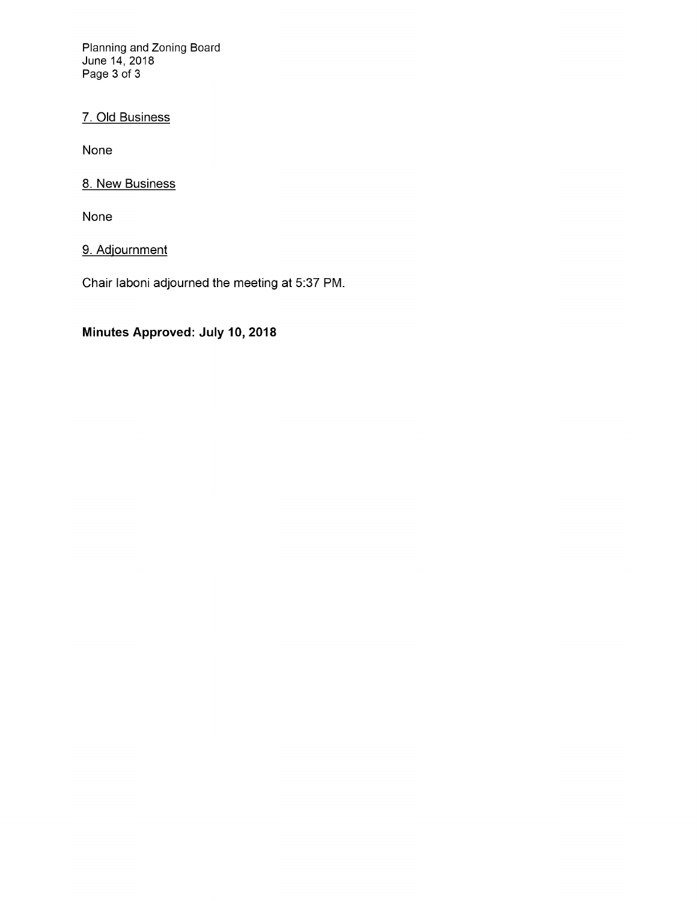7. Old Business

None

8. New Business

None

9. Adjournment

Chair Iaboni adjourned the meeting at 5:37 PM.

**Minutes Approved: July 10, 2018**